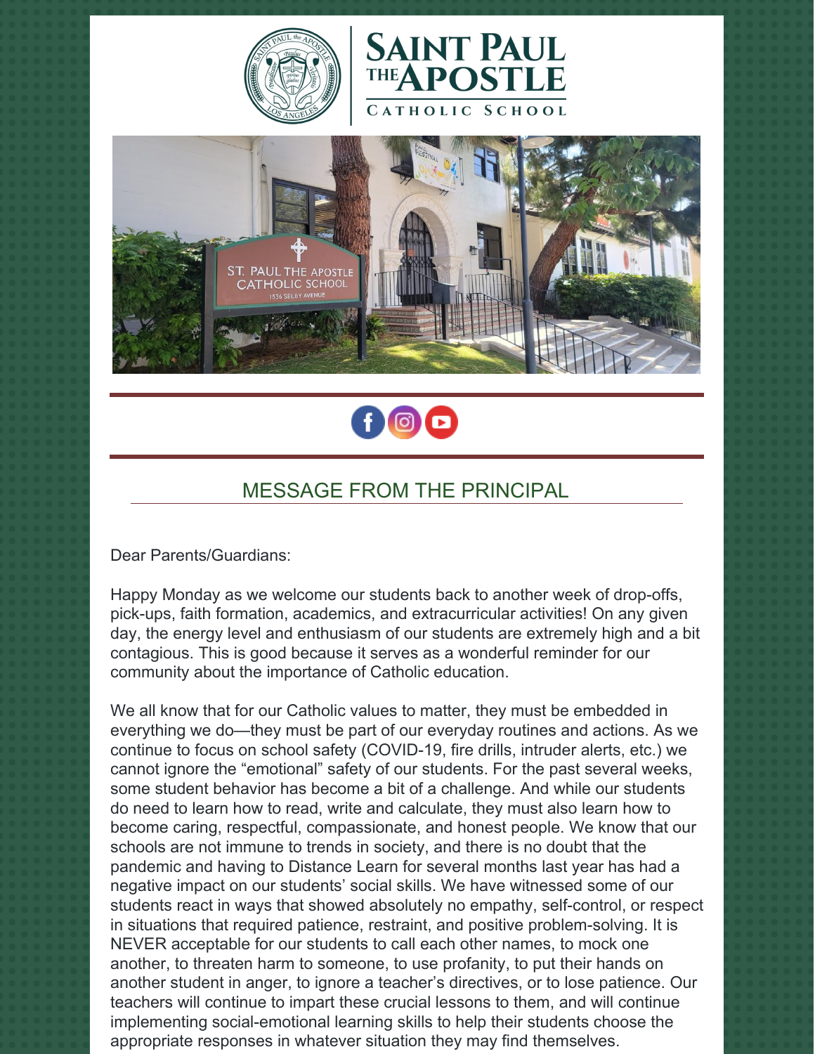# SAINT PAUL THE APOSTLE CATHOLIC SCHOOL

## MESSAGE FROM THE PRINCIPAL

Dear Parents/Guardians:

Happy Monday as we welcome our students back to another week of drop-offs, pick-ups, faith formation, academics, and extracurricular activities! On any given day, the energy level and enthusiasm of our students are extremely high and a bit contagious. This is good because it serves as a wonderful reminder for our community about the importance of Catholic education.

We all know that for our Catholic values to matter, they must be embedded in everything we do—they must be part of our everyday routines and actions. As we continue to focus on school safety (COVID-19, fire drills, intruder alerts, etc.) we cannot ignore the "emotional" safety of our students. For the past several weeks, some student behavior has become a bit of a challenge. And while our students do need to learn how to read, write and calculate, they must also learn how to become caring, respectful, compassionate, and honest people. We know that our schools are not immune to trends in society, and there is no doubt that the pandemic and having to Distance Learn for several months last year has had a negative impact on our students' social skills. We have witnessed some of our students react in ways that showed absolutely no empathy, self-control, or respect in situations that required patience, restraint, and positive problem-solving. It is NEVER acceptable for our students to call each other names, to mock one another, to threaten harm to someone, to use profanity, to put their hands on another student in anger, to ignore a teacher's directives, or to lose patience. Our teachers will continue to impart these crucial lessons to them, and will continue implementing social-emotional learning skills to help their students choose the appropriate responses in whatever situation they may find themselves.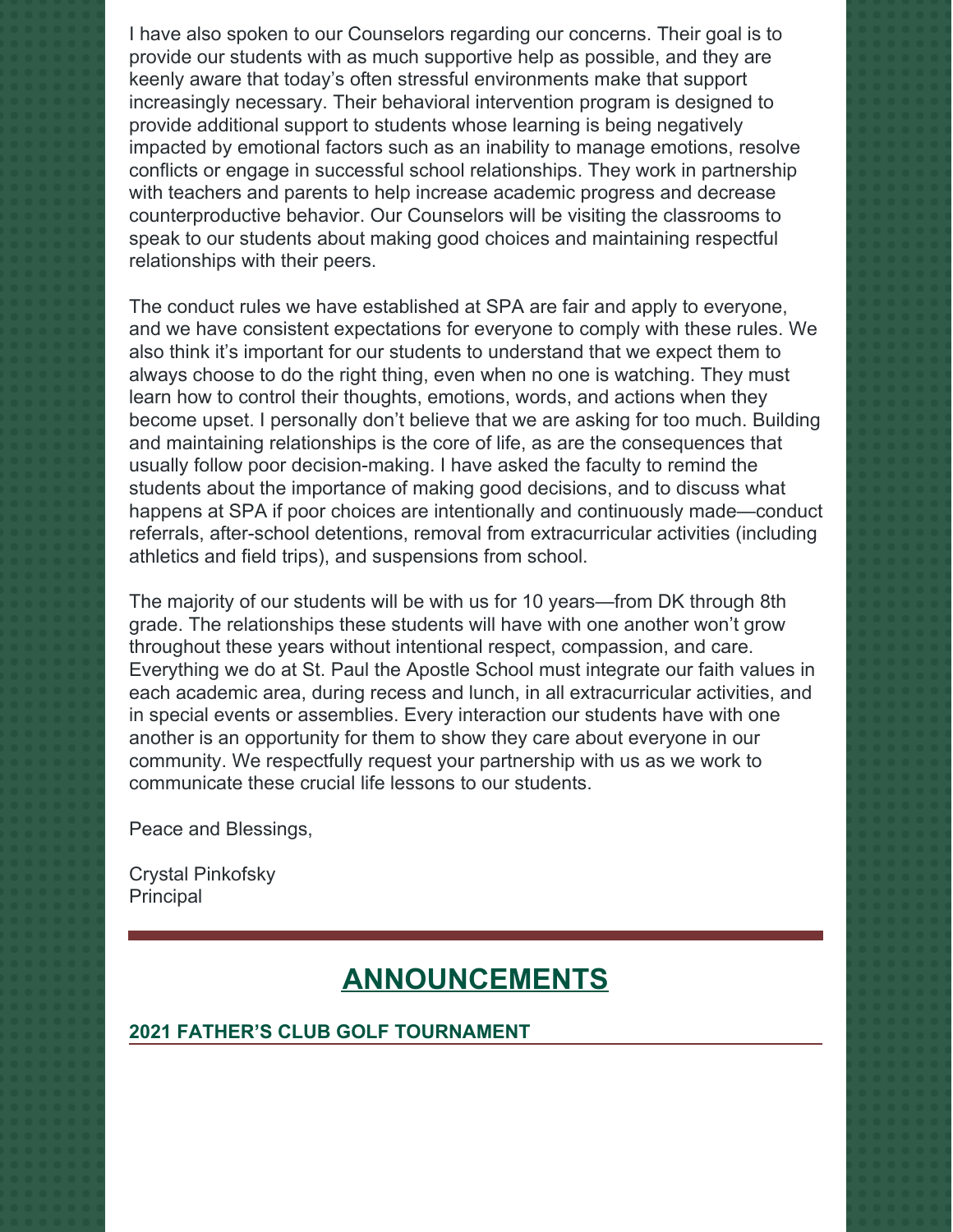I have also spoken to our Counselors regarding our concerns. Their goal is to provide our students with as much supportive help as possible, and they are keenly aware that today's often stressful environments make that support increasingly necessary. Their behavioral intervention program is designed to provide additional support to students whose learning is being negatively impacted by emotional factors such as an inability to manage emotions, resolve conflicts or engage in successful school relationships. They work in partnership with teachers and parents to help increase academic progress and decrease counterproductive behavior. Our Counselors will be visiting the classrooms to speak to our students about making good choices and maintaining respectful relationships with their peers.

The conduct rules we have established at SPA are fair and apply to everyone, and we have consistent expectations for everyone to comply with these rules. We also think it's important for our students to understand that we expect them to always choose to do the right thing, even when no one is watching. They must learn how to control their thoughts, emotions, words, and actions when they become upset. I personally don't believe that we are asking for too much. Building and maintaining relationships is the core of life, as are the consequences that usually follow poor decision-making. I have asked the faculty to remind the students about the importance of making good decisions, and to discuss what happens at SPA if poor choices are intentionally and continuously made—conduct referrals, after-school detentions, removal from extracurricular activities (including athletics and field trips), and suspensions from school.

The majority of our students will be with us for 10 years—from DK through 8th grade. The relationships these students will have with one another won't grow throughout these years without intentional respect, compassion, and care. Everything we do at St. Paul the Apostle School must integrate our faith values in each academic area, during recess and lunch, in all extracurricular activities, and in special events or assemblies. Every interaction our students have with one another is an opportunity for them to show they care about everyone in our community. We respectfully request your partnership with us as we work to communicate these crucial life lessons to our students.

Peace and Blessings,

Crystal Pinkofsky
Principal

## ANNOUNCEMENTS

### 2021 FATHER'S CLUB GOLF TOURNAMENT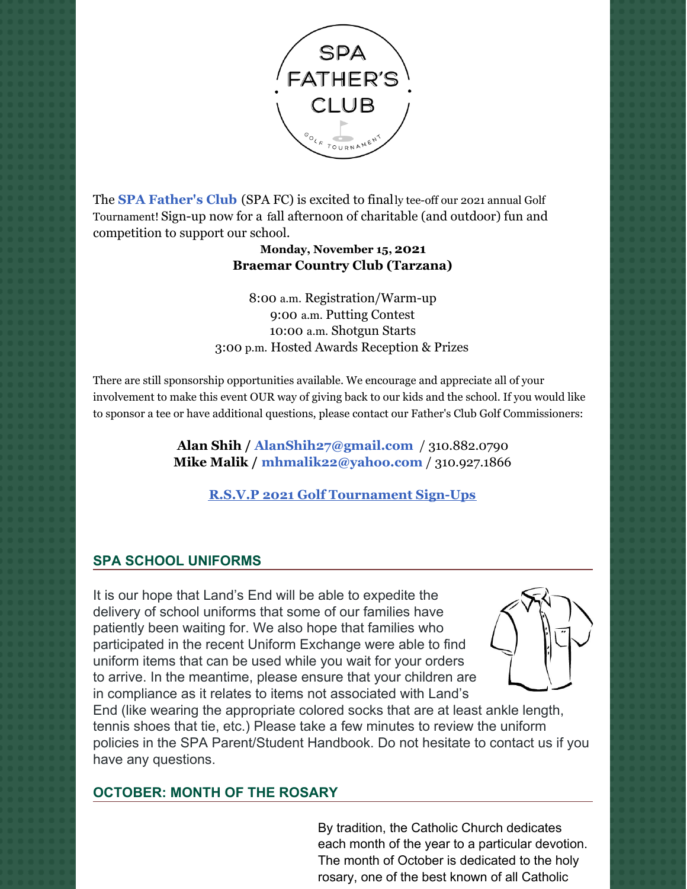SPA FATHER'S CLUB
GOLF TOURNAMENT

The **SPA Father's Club** (SPA FC) is excited to finally tee-off our 2021 annual Golf Tournament! Sign-up now for a fall afternoon of charitable (and outdoor) fun and competition to support our school.

**Monday, November 15, 2021**
**Braemar Country Club (Tarzana)**

8:00 a.m. Registration/Warm-up
9:00 a.m. Putting Contest
10:00 a.m. Shotgun Starts
3:00 p.m. Hosted Awards Reception & Prizes

There are still sponsorship opportunities available. We encourage and appreciate all of your involvement to make this event OUR way of giving back to our kids and the school. If you would like to sponsor a tee or have additional questions, please contact our Father's Club Golf Commissioners:

**Alan Shih / AlanShih27@gmail.com** / 310.882.0790
**Mike Malik / mhmalik22@yahoo.com** / 310.927.1866

**R.S.V.P 2021 Golf Tournament Sign-Ups**

## SPA SCHOOL UNIFORMS

It is our hope that Land's End will be able to expedite the delivery of school uniforms that some of our families have patiently been waiting for. We also hope that families who participated in the recent Uniform Exchange were able to find uniform items that can be used while you wait for your orders to arrive. In the meantime, please ensure that your children are in compliance as it relates to items not associated with Land's End (like wearing the appropriate colored socks that are at least ankle length, tennis shoes that tie, etc.) Please take a few minutes to review the uniform policies in the SPA Parent/Student Handbook. Do not hesitate to contact us if you have any questions.

## OCTOBER: MONTH OF THE ROSARY

By tradition, the Catholic Church dedicates each month of the year to a particular devotion. The month of October is dedicated to the holy rosary, one of the best known of all Catholic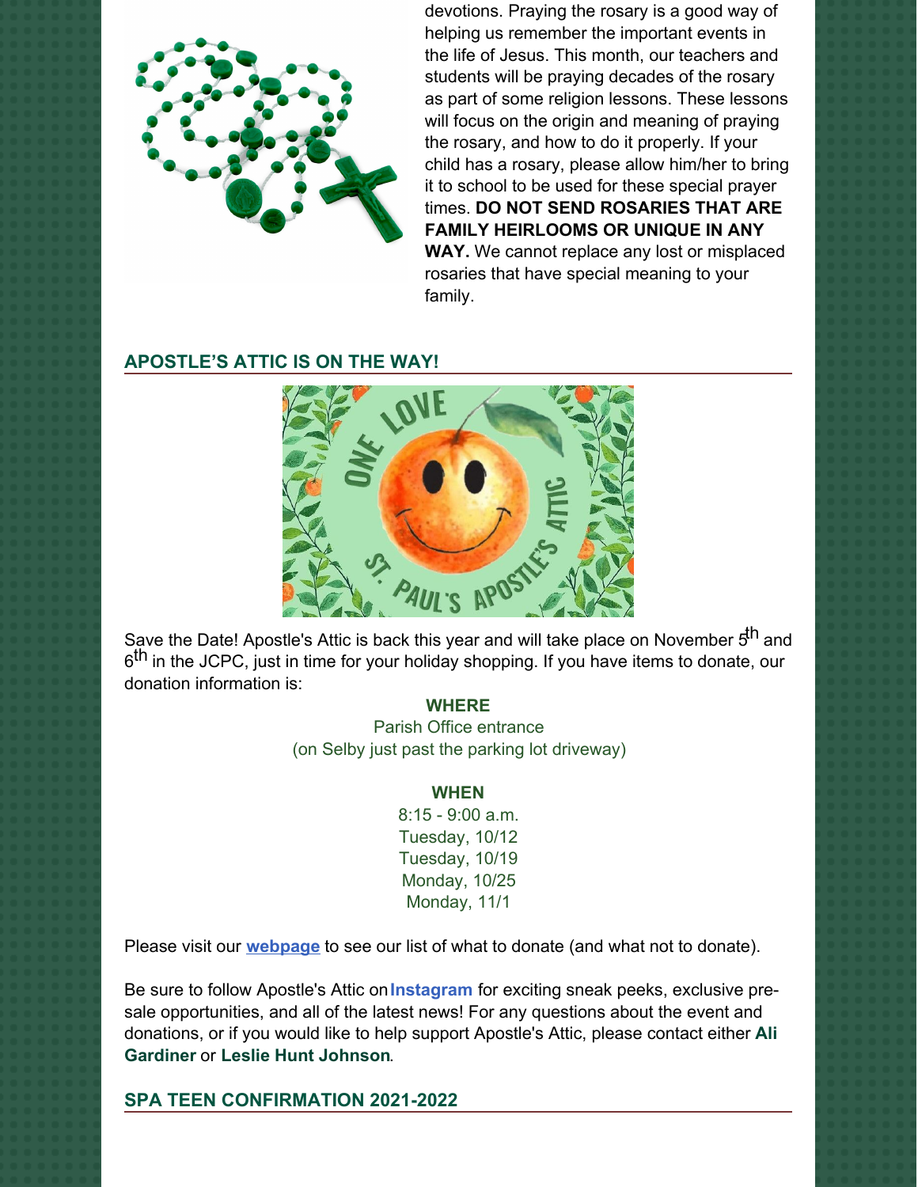devotions. Praying the rosary is a good way of helping us remember the important events in the life of Jesus. This month, our teachers and students will be praying decades of the rosary as part of some religion lessons. These lessons will focus on the origin and meaning of praying the rosary, and how to do it properly. If your child has a rosary, please allow him/her to bring it to school to be used for these special prayer times. **DO NOT SEND ROSARIES THAT ARE FAMILY HEIRLOOMS OR UNIQUE IN ANY WAY.** We cannot replace any lost or misplaced rosaries that have special meaning to your family.

## APOSTLE'S ATTIC IS ON THE WAY!

Save the Date! Apostle's Attic is back this year and will take place on November 5th and 6th in the JCPC, just in time for your holiday shopping. If you have items to donate, our donation information is:

**WHERE**
Parish Office entrance
(on Selby just past the parking lot driveway)

**WHEN**
8:15 - 9:00 a.m.
Tuesday, 10/12
Tuesday, 10/19
Monday, 10/25
Monday, 11/1

Please visit our **webpage** to see our list of what to donate (and what not to donate).

Be sure to follow Apostle's Attic on **Instagram** for exciting sneak peeks, exclusive pre-sale opportunities, and all of the latest news! For any questions about the event and donations, or if you would like to help support Apostle's Attic, please contact either **Ali Gardiner** or **Leslie Hunt Johnson**.

## SPA TEEN CONFIRMATION 2021-2022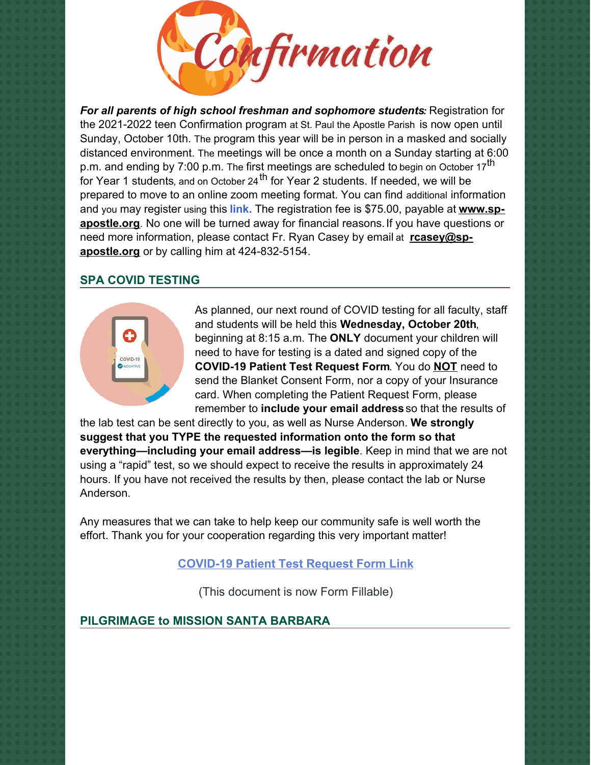# Confirmation

***For all parents of high school freshman and sophomore students:*** Registration for the 2021-2022 teen Confirmation program at St. Paul the Apostle Parish is now open until Sunday, October 10th. The program this year will be in person in a masked and socially distanced environment. The meetings will be once a month on a Sunday starting at 6:00 p.m. and ending by 7:00 p.m. The first meetings are scheduled to begin on October 17th for Year 1 students, and on October 24th for Year 2 students. If needed, we will be prepared to move to an online zoom meeting format. You can find additional information and you may register using this **link.** The registration fee is $75.00, payable at **www.sp-apostle.org**. No one will be turned away for financial reasons. If you have questions or need more information, please contact Fr. Ryan Casey by email at **rcasey@sp-apostle.org** or by calling him at 424-832-5154.

## SPA COVID TESTING

As planned, our next round of COVID testing for all faculty, staff and students will be held this **Wednesday, October 20th**, beginning at 8:15 a.m. The **ONLY** document your children will need to have for testing is a dated and signed copy of the **COVID-19 Patient Test Request Form**. You do **NOT** need to send the Blanket Consent Form, nor a copy of your Insurance card. When completing the Patient Request Form, please remember to **include your email address** so that the results of the lab test can be sent directly to you, as well as Nurse Anderson. **We strongly suggest that you TYPE the requested information onto the form so that everything—including your email address—is legible**. Keep in mind that we are not using a "rapid" test, so we should expect to receive the results in approximately 24 hours. If you have not received the results by then, please contact the lab or Nurse Anderson.

Any measures that we can take to help keep our community safe is well worth the effort. Thank you for your cooperation regarding this very important matter!

**COVID-19 Patient Test Request Form Link**

(This document is now Form Fillable)

## PILGRIMAGE to MISSION SANTA BARBARA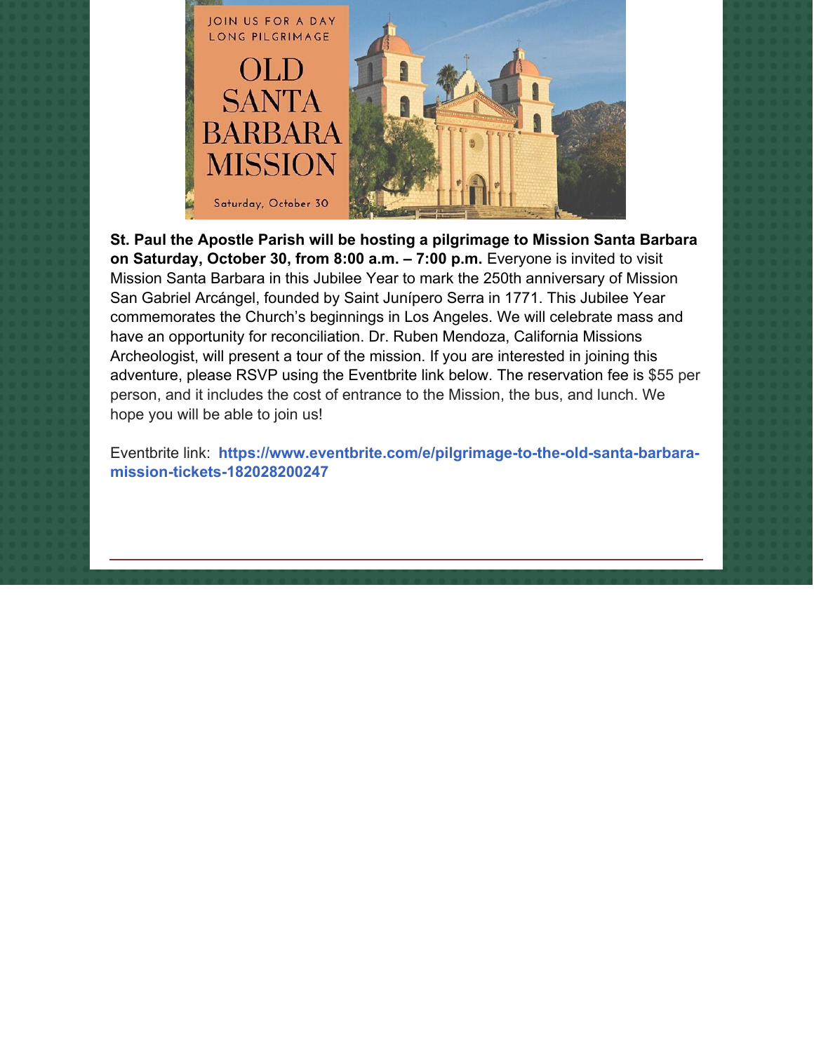**St. Paul the Apostle Parish will be hosting a pilgrimage to Mission Santa Barbara on Saturday, October 30, from 8:00 a.m. – 7:00 p.m.** Everyone is invited to visit Mission Santa Barbara in this Jubilee Year to mark the 250th anniversary of Mission San Gabriel Arcángel, founded by Saint Junípero Serra in 1771. This Jubilee Year commemorates the Church's beginnings in Los Angeles. We will celebrate mass and have an opportunity for reconciliation. Dr. Ruben Mendoza, California Missions Archeologist, will present a tour of the mission. If you are interested in joining this adventure, please RSVP using the Eventbrite link below. The reservation fee is $55 per person, and it includes the cost of entrance to the Mission, the bus, and lunch. We hope you will be able to join us!

Eventbrite link: **https://www.eventbrite.com/e/pilgrimage-to-the-old-santa-barbara-mission-tickets-182028200247**